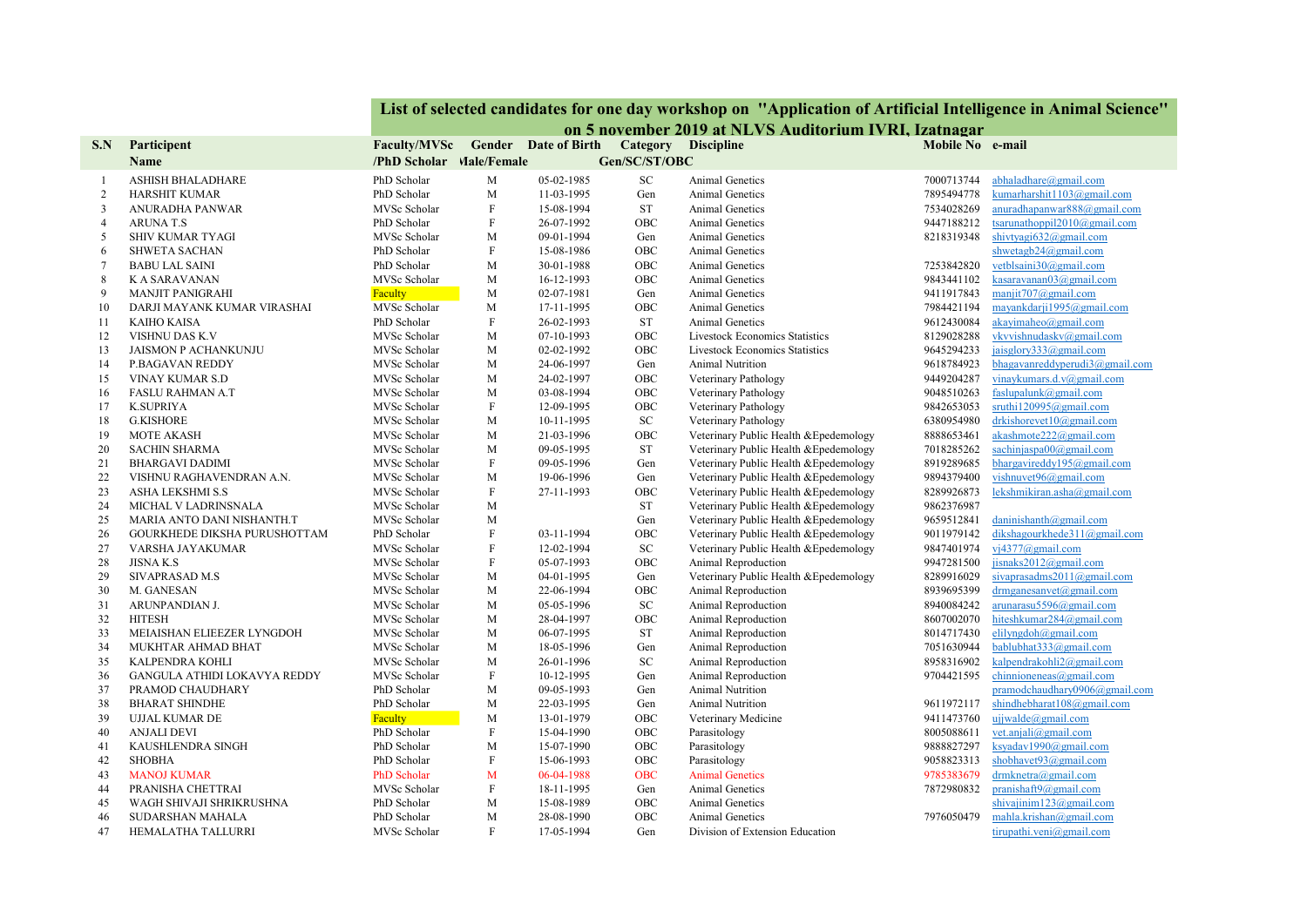## List of selected candidates for one day workshop on "Application of Artificial Intelligence in Animal Science" on 5 november 2019 at NLVS Auditorium IVRI, Izatnagar

| S.N | Participant Name | Faculty/MVSc /PhD Scholar | Gender Male/Female | Date of Birth | Category Gen/SC/ST/OBC | Discipline | Mobile No | e-mail |
|---|---|---|---|---|---|---|---|---|
| 1 | ASHISH BHALADHARE | PhD Scholar | M | 05-02-1985 | SC | Animal Genetics | 7000713744 | abhaladhare@gmail.com |
| 2 | HARSHIT KUMAR | PhD Scholar | M | 11-03-1995 | Gen | Animal Genetics | 7895494778 | kumarharshit1103@gmail.com |
| 3 | ANURADHA PANWAR | MVSc Scholar | F | 15-08-1994 | ST | Animal Genetics | 7534028269 | anuradhapanwar888@gmail.com |
| 4 | ARUNA T.S | PhD Scholar | F | 26-07-1992 | OBC | Animal Genetics | 9447188212 | tsarunathoppil2010@gmail.com |
| 5 | SHIV KUMAR TYAGI | MVSc Scholar | M | 09-01-1994 | Gen | Animal Genetics | 8218319348 | shivtyagi632@gmail.com |
| 6 | SHWETA SACHAN | PhD Scholar | F | 15-08-1986 | OBC | Animal Genetics | | shwetagb24@gmail.com |
| 7 | BABU LAL SAINI | PhD Scholar | M | 30-01-1988 | OBC | Animal Genetics | 7253842820 | vetblsaini30@gmail.com |
| 8 | K A SARAVANAN | MVSc Scholar | M | 16-12-1993 | OBC | Animal Genetics | 9843441102 | kasaravanan03@gmail.com |
| 9 | MANJIT PANIGRAHI | Faculty | M | 02-07-1981 | Gen | Animal Genetics | 9411917843 | manjit707@gmail.com |
| 10 | DARJI MAYANK KUMAR VIRASHAI | MVSc Scholar | M | 17-11-1995 | OBC | Animal Genetics | 7984421194 | mayankdarji1995@gmail.com |
| 11 | KAIHO KAISA | PhD Scholar | F | 26-02-1993 | ST | Animal Genetics | 9612430084 | akayimaheo@gmail.com |
| 12 | VISHNU DAS K.V | MVSc Scholar | M | 07-10-1993 | OBC | Livestock Economics Statistics | 8129028288 | vkvvishnudaskv@gmail.com |
| 13 | JAISMON P ACHANKUNJU | MVSc Scholar | M | 02-02-1992 | OBC | Livestock Economics Statistics | 9645294233 | jaisglory333@gmail.com |
| 14 | P.BAGAVAN REDDY | MVSc Scholar | M | 24-06-1997 | Gen | Animal Nutrition | 9618784923 | bhagavanreddyperudi3@gmail.com |
| 15 | VINAY KUMAR S.D | MVSc Scholar | M | 24-02-1997 | OBC | Veterinary Pathology | 9449204287 | vinaykumars.d.v@gmail.com |
| 16 | FASLU RAHMAN A.T | MVSc Scholar | M | 03-08-1994 | OBC | Veterinary Pathology | 9048510263 | faslupalunk@gmail.com |
| 17 | K.SUPRIYA | MVSc Scholar | F | 12-09-1995 | OBC | Veterinary Pathology | 9842653053 | sruthi120995@gmail.com |
| 18 | G.KISHORE | MVSc Scholar | M | 10-11-1995 | SC | Veterinary Pathology | 6380954980 | drkishorevet10@gmail.com |
| 19 | MOTE AKASH | MVSc Scholar | M | 21-03-1996 | OBC | Veterinary Public Health &Epedemology | 8888653461 | akashmote222@gmail.com |
| 20 | SACHIN SHARMA | MVSc Scholar | M | 09-05-1995 | ST | Veterinary Public Health &Epedemology | 7018285262 | sachinjaspa00@gmail.com |
| 21 | BHARGAVI DADIMI | MVSc Scholar | F | 09-05-1996 | Gen | Veterinary Public Health &Epedemology | 8919289685 | bhargavireddy195@gmail.com |
| 22 | VISHNU RAGHAVENDRAN A.N. | MVSc Scholar | M | 19-06-1996 | Gen | Veterinary Public Health &Epedemology | 9894379400 | vishnuvet96@gmail.com |
| 23 | ASHA LEKSHMI S.S | MVSc Scholar | F | 27-11-1993 | OBC | Veterinary Public Health &Epedemology | 8289926873 | lekshmikiran.asha@gmail.com |
| 24 | MICHAL V LADRINSNALA | MVSc Scholar | M | | ST | Veterinary Public Health &Epedemology | 9862376987 | |
| 25 | MARIA ANTO DANI NISHANTH.T | MVSc Scholar | M | | Gen | Veterinary Public Health &Epedemology | 9659512841 | daninishanth@gmail.com |
| 26 | GOURKHEDE DIKSHA PURUSHOTTAM | PhD Scholar | F | 03-11-1994 | OBC | Veterinary Public Health &Epedemology | 9011979142 | dikshagourkhede311@gmail.com |
| 27 | VARSHA JAYAKUMAR | MVSc Scholar | F | 12-02-1994 | SC | Veterinary Public Health &Epedemology | 9847401974 | vj4377@gmail.com |
| 28 | JISNA K.S | MVSc Scholar | F | 05-07-1993 | OBC | Animal Reproduction | 9947281500 | jisnaks2012@gmail.com |
| 29 | SIVAPRASAD M.S | MVSc Scholar | M | 04-01-1995 | Gen | Veterinary Public Health &Epedemology | 8289916029 | sivaprasadms2011@gmail.com |
| 30 | M. GANESAN | MVSc Scholar | M | 22-06-1994 | OBC | Animal Reproduction | 8939695399 | drmganesanvet@gmail.com |
| 31 | ARUNPANDIAN J. | MVSc Scholar | M | 05-05-1996 | SC | Animal Reproduction | 8940084242 | arunarasu5596@gmail.com |
| 32 | HITESH | MVSc Scholar | M | 28-04-1997 | OBC | Animal Reproduction | 8607002070 | hiteshkumar284@gmail.com |
| 33 | MEIAISHAN ELIEEZER LYNGDOH | MVSc Scholar | M | 06-07-1995 | ST | Animal Reproduction | 8014717430 | elilyngdoh@gmail.com |
| 34 | MUKHTAR AHMAD BHAT | MVSc Scholar | M | 18-05-1996 | Gen | Animal Reproduction | 7051630944 | bablubhat333@gmail.com |
| 35 | KALPENDRA KOHLI | MVSc Scholar | M | 26-01-1996 | SC | Animal Reproduction | 8958316902 | kalpendrakohli2@gmail.com |
| 36 | GANGULA ATHIDI LOKAVYA REDDY | MVSc Scholar | F | 10-12-1995 | Gen | Animal Reproduction | 9704421595 | chinnioneneas@gmail.com |
| 37 | PRAMOD CHAUDHARY | PhD Scholar | M | 09-05-1993 | Gen | Animal Nutrition | | pramodchaudhary0906@gmail.com |
| 38 | BHARAT SHINDHE | PhD Scholar | M | 22-03-1995 | Gen | Animal Nutrition | 9611972117 | shindhebharat108@gmail.com |
| 39 | UJJAL KUMAR DE | Faculty | M | 13-01-1979 | OBC | Veterinary Medicine | 9411473760 | ujjwalde@gmail.com |
| 40 | ANJALI DEVI | PhD Scholar | F | 15-04-1990 | OBC | Parasitology | 8005088611 | vet.anjali@gmail.com |
| 41 | KAUSHLENDRA SINGH | PhD Scholar | M | 15-07-1990 | OBC | Parasitology | 9888827297 | ksyadav1990@gmail.com |
| 42 | SHOBHA | PhD Scholar | F | 15-06-1993 | OBC | Parasitology | 9058823313 | shobhavet93@gmail.com |
| 43 | MANOJ KUMAR | PhD Scholar | M | 06-04-1988 | OBC | Animal Genetics | 9785383679 | drmknetra@gmail.com |
| 44 | PRANISHA CHETTRAI | MVSc Scholar | F | 18-11-1995 | Gen | Animal Genetics | 7872980832 | pranishaft9@gmail.com |
| 45 | WAGH SHIVAJI SHRIKRUSHNA | PhD Scholar | M | 15-08-1989 | OBC | Animal Genetics | | shivajinim123@gmail.com |
| 46 | SUDARSHAN MAHALA | PhD Scholar | M | 28-08-1990 | OBC | Animal Genetics | 7976050479 | mahla.krishan@gmail.com |
| 47 | HEMALATHA TALLURRI | MVSc Scholar | F | 17-05-1994 | Gen | Division of Extension Education | | tirupathi.veni@gmail.com |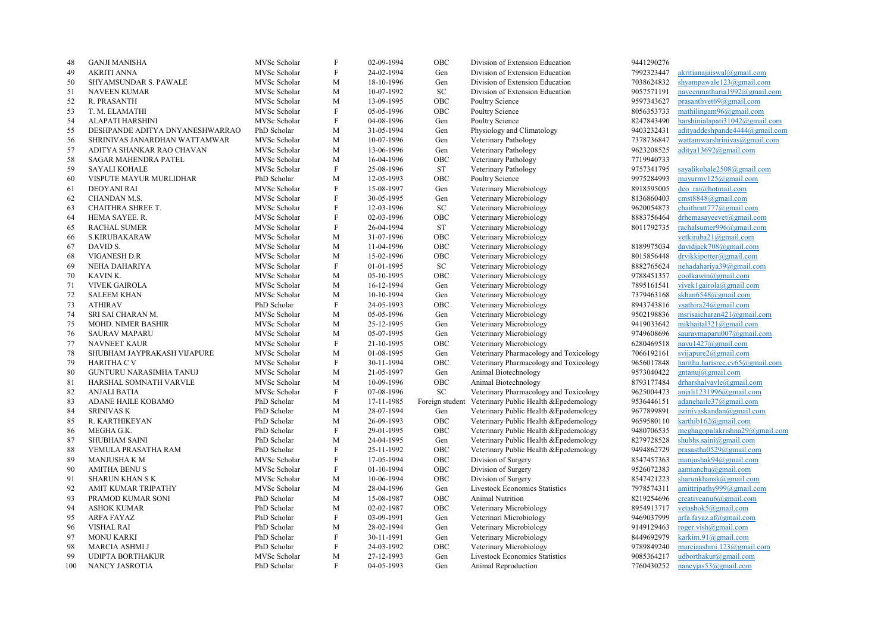| 48 | GANJI MANISHA | MVSc Scholar | F | 02-09-1994 | OBC | Division of Extension Education | 9441290276 | |
|---|---|---|---|---|---|---|---|---|
| 49 | AKRITI ANNA | MVSc Scholar | F | 24-02-1994 | Gen | Division of Extension Education | 7992323447 | akritianajaiswal@gmail.com |
| 50 | SHYAMSUNDAR S. PAWALE | MVSc Scholar | M | 18-10-1996 | Gen | Division of Extension Education | 7038624832 | shyampawale123@gmail.com |
| 51 | NAVEEN KUMAR | MVSc Scholar | M | 10-07-1992 | SC | Division of Extension Education | 9057571191 | naveenmatharia1992@gmail.com |
| 52 | R. PRASANTH | MVSc Scholar | M | 13-09-1995 | OBC | Poultry Science | 9597343627 | prasanthvet69@gmail.com |
| 53 | T. M. ELAMATHI | MVSc Scholar | F | 05-05-1996 | OBC | Poultry Science | 8056353733 | mathilingam96@gmail.com |
| 54 | ALAPATI HARSHINI | MVSc Scholar | F | 04-08-1996 | Gen | Poultry Science | 8247843490 | harshinialapati31042@gmail.com |
| 55 | DESHPANDE ADITYA DNYANESHWARRAO | PhD Scholar | M | 31-05-1994 | Gen | Physiology and Climatology | 9403232431 | adityaddeshpande4444@gmail.com |
| 56 | SHRINIVAS JANARDHAN WATTAMWAR | MVSc Scholar | M | 10-07-1996 | Gen | Veterinary Pathology | 7378736847 | wattamwarshrinivas@gmail.com |
| 57 | ADITYA SHANKAR RAO CHAVAN | MVSc Scholar | M | 13-06-1996 | Gen | Veterinary Pathology | 9623208525 | aditya13692@gmail.com |
| 58 | SAGAR MAHENDRA PATEL | MVSc Scholar | M | 16-04-1996 | OBC | Veterinary Pathology | 7719940733 | |
| 59 | SAYALI KOHALE | MVSc Scholar | F | 25-08-1996 | ST | Veterinary Pathology | 9757341795 | sayalikohale2508@gmail.com |
| 60 | VISPUTE MAYUR MURLIDHAR | PhD Scholar | M | 12-05-1993 | OBC | Poultry Science | 9975284993 | mayurmv125@gmail.com |
| 61 | DEOYANI RAI | MVSc Scholar | F | 15-08-1997 | Gen | Veterinary Microbiology | 8918595005 | deo_rai@hotmail.com |
| 62 | CHANDAN M.S. | MVSc Scholar | F | 30-05-1995 | Gen | Veterinary Microbiology | 8136860403 | cmst8848@gmail.com |
| 63 | CHAITHRA SHREE T. | MVSc Scholar | F | 12-03-1996 | SC | Veterinary Microbiology | 9620054873 | chaithratt777@gmail.com |
| 64 | HEMA SAYEE. R. | MVSc Scholar | F | 02-03-1996 | OBC | Veterinary Microbiology | 8883756464 | drhemasayeevet@gmail.com |
| 65 | RACHAL SUMER | MVSc Scholar | F | 26-04-1994 | ST | Veterinary Microbiology | 8011792735 | rachalsumer996@gmail.com |
| 66 | S.KIRUBAKARAW | MVSc Scholar | M | 31-07-1996 | OBC | Veterinary Microbiology | | vetkiruba21@gmail.com |
| 67 | DAVID S. | MVSc Scholar | M | 11-04-1996 | OBC | Veterinary Microbiology | 8189975034 | davidjack708@gmail.com |
| 68 | VIGANESH D.R | MVSc Scholar | M | 15-02-1996 | OBC | Veterinary Microbiology | 8015856448 | drvikkipotter@gmail.com |
| 69 | NEHA DAHARIYA | MVSc Scholar | F | 01-01-1995 | SC | Veterinary Microbiology | 8882765624 | nehadahariya39@gmail.com |
| 70 | KAVIN K. | MVSc Scholar | M | 05-10-1995 | OBC | Veterinary Microbiology | 9788451357 | coolkawin@gmail.com |
| 71 | VIVEK GAIROLA | MVSc Scholar | M | 16-12-1994 | Gen | Veterinary Microbiology | 7895161541 | vivek1gairola@gmail.com |
| 72 | SALEEM KHAN | MVSc Scholar | M | 10-10-1994 | Gen | Veterinary Microbiology | 7379463168 | skhan6548@gmail.com |
| 73 | ATHIRAV | PhD Scholar | F | 24-05-1993 | OBC | Veterinary Microbiology | 8943743816 | vsathira24@gmail.com |
| 74 | SRI SAI CHARAN M. | MVSc Scholar | M | 05-05-1996 | Gen | Veterinary Microbiology | 9502198836 | msrisaicharan421@gmail.com |
| 75 | MOHD. NIMER BASHIR | MVSc Scholar | M | 25-12-1995 | Gen | Veterinary Microbiology | 9419033642 | mikhaital321@gmail.com |
| 76 | SAURAV MAPARU | MVSc Scholar | M | 05-07-1995 | Gen | Veterinary Microbiology | 9749608696 | sauravmaparu007@gmail.com |
| 77 | NAVNEET KAUR | MVSc Scholar | F | 21-10-1995 | OBC | Veterinary Microbiology | 6280469518 | navu1427@gmail.com |
| 78 | SHUBHAM JAYPRAKASH VIJAPURE | MVSc Scholar | M | 01-08-1995 | Gen | Veterinary Pharmacology and Toxicology | 7066192161 | svijapure2@gmail.com |
| 79 | HARITHA C V | MVSc Scholar | F | 30-11-1994 | OBC | Veterinary Pharmacology and Toxicology | 9656017848 | haritha.harisree.cv65@gmail.com |
| 80 | GUNTURU NARASIMHA TANUJ | MVSc Scholar | M | 21-05-1997 | Gen | Animal Biotechnology | 9573040422 | gntanuj@gmail.com |
| 81 | HARSHAL SOMNATH VARVLE | MVSc Scholar | M | 10-09-1996 | OBC | Animal Biotechnology | 8793177484 | drharshalvavle@gmail.com |
| 82 | ANJALI BATIA | MVSc Scholar | F | 07-08-1996 | SC | Veterinary Pharmacology and Toxicology | 9625004473 | anjali1231996@gmail.com |
| 83 | ADANE HAILE KOBAMO | PhD Scholar | M | 17-11-1985 | Foreign student | Veterinary Public Health &Epedemology | 9536446151 | adanehaile37@gmail.com |
| 84 | SRINIVAS K | PhD Scholar | M | 28-07-1994 | Gen | Veterinary Public Health &Epedemology | 9677899891 | jsrinivaskandan@gmail.com |
| 85 | R. KARTHIKEYAN | PhD Scholar | M | 26-09-1993 | OBC | Veterinary Public Health &Epedemology | 9659580110 | karthib162@gmail.com |
| 86 | MEGHA G.K. | PhD Scholar | F | 29-01-1995 | OBC | Veterinary Public Health &Epedemology | 9480706535 | meghagopalakrishna29@gmail.com |
| 87 | SHUBHAM SAINI | PhD Scholar | M | 24-04-1995 | Gen | Veterinary Public Health &Epedemology | 8279728528 | shubhs.saini@gmail.com |
| 88 | VEMULA PRASATHA RAM | PhD Scholar | F | 25-11-1992 | OBC | Veterinary Public Health &Epedemology | 9494862729 | prasastha0529@gmail.com |
| 89 | MANJUSHA K M | MVSc Scholar | F | 17-05-1994 | OBC | Division of Surgery | 8547457363 | manjushak94@gmail.com |
| 90 | AMITHA BENU S | MVSc Scholar | F | 01-10-1994 | OBC | Division of Surgery | 9526072383 | aamianchu@gmail.com |
| 91 | SHARUN KHAN S K | MVSc Scholar | M | 10-06-1994 | OBC | Division of Surgery | 8547421223 | sharunkhansk@gmail.com |
| 92 | AMIT KUMAR TRIPATHY | MVSc Scholar | M | 28-04-1996 | Gen | Livestock Economics Statistics | 7978574311 | amittripathy999@gmail.com |
| 93 | PRAMOD KUMAR SONI | PhD Scholar | M | 15-08-1987 | OBC | Animal Nutrition | 8219254696 | creativeanu6@gmail.com |
| 94 | ASHOK KUMAR | PhD Scholar | M | 02-02-1987 | OBC | Veterinary Microbiology | 8954913717 | vetashok5@gmail.com |
| 95 | ARFA FAYAZ | PhD Scholar | F | 03-09-1991 | Gen | Veterinari Microbiology | 9469037999 | arfa.fayaz.af@gmail.com |
| 96 | VISHAL RAI | PhD Scholar | M | 28-02-1994 | Gen | Veterinary Microbiology | 9149129463 | roger.vish@gmail.com |
| 97 | MONU KARKI | PhD Scholar | F | 30-11-1991 | Gen | Veterinary Microbiology | 8449692979 | karkim.91@gmail.com |
| 98 | MARCIA ASHMI J | PhD Scholar | F | 24-03-1992 | OBC | Veterinary Microbiology | 9789849240 | marciaashmi.123@gmail.com |
| 99 | UDIPTA BORTHAKUR | MVSc Scholar | M | 27-12-1993 | Gen | Livestock Economics Statistics | 9085364217 | udborthakur@gmail.com |
| 100 | NANCY JASROTIA | PhD Scholar | F | 04-05-1993 | Gen | Animal Reproduction | 7760430252 | nancyjas53@gmail.com |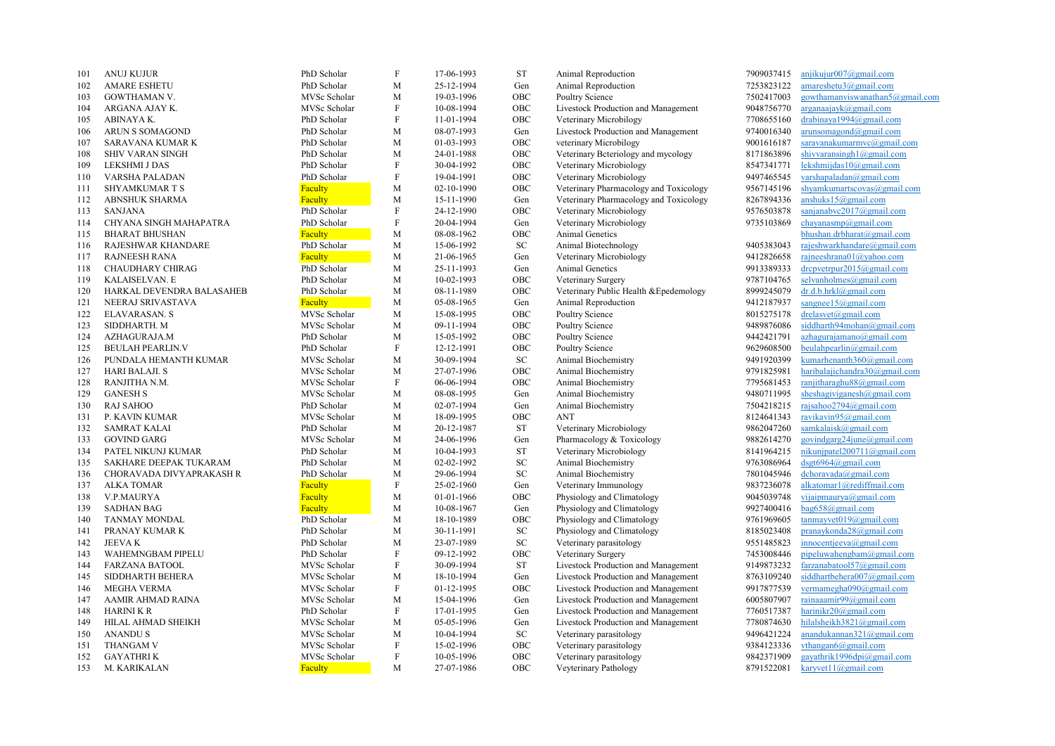| | | | | | | | | |
|---|---|---|---|---|---|---|---|---|
| 101 | ANUJ KUJUR | PhD Scholar | F | 17-06-1993 | ST | Animal Reproduction | 7909037415 | anjikujur007@gmail.com |
| 102 | AMARE ESHETU | PhD Scholar | M | 25-12-1994 | Gen | Animal Reproduction | 7253823122 | amareshetu3@gmail.com |
| 103 | GOWTHAMAN V. | MVSc Scholar | M | 19-03-1996 | OBC | Poultry Science | 7502417003 | gowthamanviswanathan5@gmail.com |
| 104 | ARGANA AJAY K. | MVSc Scholar | F | 10-08-1994 | OBC | Livestock Production and Management | 9048756770 | arganaajayk@gmail.com |
| 105 | ABINAYA K. | PhD Scholar | F | 11-01-1994 | OBC | Veterinary Microbilogy | 7708655160 | drabinaya1994@gmail.com |
| 106 | ARUN S SOMAGOND | PhD Scholar | M | 08-07-1993 | Gen | Livestock Production and Management | 9740016340 | arunsomagond@gmail.com |
| 107 | SARAVANA KUMAR K | PhD Scholar | M | 01-03-1993 | OBC | veterinary Microbilogy | 9001616187 | saravanakumarmvc@gmail.com |
| 108 | SHIV VARAN SINGH | PhD Scholar | M | 24-01-1988 | OBC | Veterinary Bcteriology and mycology | 8171863896 | shivvaransingh1@gmail.com |
| 109 | LEKSHMI J DAS | PhD Scholar | F | 30-04-1992 | OBC | Veterinary Microbiology | 8547341771 | lekshmijdas10@gmail.com |
| 110 | VARSHA PALADAN | PhD Scholar | F | 19-04-1991 | OBC | Veterinary Microbiology | 9497465545 | varshapaladan@gmail.com |
| 111 | SHYAMKUMAR T S | Faculty | M | 02-10-1990 | OBC | Veterinary Pharmacology and Toxicology | 9567145196 | shyamkumartscovas@gmail.com |
| 112 | ABNSHUK SHARMA | Faculty | M | 15-11-1990 | Gen | Veterinary Pharmacology and Toxicology | 8267894336 | anshuks15@gmail.com |
| 113 | SANJANA | PhD Scholar | F | 24-12-1990 | OBC | Veterinary Microbiology | 9576503878 | sanjanabvc2017@gmail.com |
| 114 | CHYANA SINGH MAHAPATRA | PhD Scholar | F | 20-04-1994 | Gen | Veterinary Microbiology | 9735103869 | chayanasmp@gmail.com |
| 115 | BHARAT BHUSHAN | Faculty | M | 08-08-1962 | OBC | Animal Genetics | | bhushan.drbharat@gmail.com |
| 116 | RAJESHWAR KHANDARE | PhD Scholar | M | 15-06-1992 | SC | Animal Biotechnology | 9405383043 | rajeshwarkhandare@gmail.com |
| 117 | RAJNEESH RANA | Faculty | M | 21-06-1965 | Gen | Veterinary Microbiology | 9412826658 | rajneeshrana01@yahoo.com |
| 118 | CHAUDHARY CHIRAG | PhD Scholar | M | 25-11-1993 | Gen | Animal Genetics | 9913389333 | drcpvetrpur2015@gmail.com |
| 119 | KALAISELVAN. E | PhD Scholar | M | 10-02-1993 | OBC | Veterinary Surgery | 9787104765 | selvanholmes@gmail.com |
| 120 | HARKAL DEVENDRA BALASAHEB | PhD Scholar | M | 08-11-1989 | OBC | Veterinary Public Health &Epedemology | 8999245079 | dr.d.b.hrkl@gmail.com |
| 121 | NEERAJ SRIVASTAVA | Faculty | M | 05-08-1965 | Gen | Animal Reproduction | 9412187937 | sangnee15@gmail.com |
| 122 | ELAVARASAN. S | MVSc Scholar | M | 15-08-1995 | OBC | Poultry Science | 8015275178 | drelasvet@gmail.com |
| 123 | SIDDHARTH. M | MVSc Scholar | M | 09-11-1994 | OBC | Poultry Science | 9489876086 | siddharth94mohan@gmail.com |
| 124 | AZHAGURAJA.M | PhD Scholar | M | 15-05-1992 | OBC | Poultry Science | 9442421791 | azhagurajamano@gmail.com |
| 125 | BEULAH PEARLIN.V | PhD Scholar | F | 12-12-1991 | OBC | Poultry Science | 9629608500 | beulahpearlin@gmail.com |
| 126 | PUNDALA HEMANTH KUMAR | MVSc Scholar | M | 30-09-1994 | SC | Animal Biochemistry | 9491920399 | kumarhenanth360@gmail.com |
| 127 | HARI BALAJI. S | MVSc Scholar | M | 27-07-1996 | OBC | Animal Biochemistry | 9791825981 | haribalajichandra30@gmail.com |
| 128 | RANJITHA N.M. | MVSc Scholar | F | 06-06-1994 | OBC | Animal Biochemistry | 7795681453 | ranjitharaghu88@gmail.com |
| 129 | GANESH S | MVSc Scholar | M | 08-08-1995 | Gen | Animal Biochemistry | 9480711995 | sheshagiviganesh@gmail.com |
| 130 | RAJ SAHOO | PhD Scholar | M | 02-07-1994 | Gen | Animal Biochemistry | 7504218215 | rajsahoo2794@gmail.com |
| 131 | P. KAVIN KUMAR | MVSc Scholar | M | 18-09-1995 | OBC | ANT | 8124641343 | ravikavin95@gmail.com |
| 132 | SAMRAT KALAI | PhD Scholar | M | 20-12-1987 | ST | Veterinary Microbiology | 9862047260 | samkalaisk@gmail.com |
| 133 | GOVIND GARG | MVSc Scholar | M | 24-06-1996 | Gen | Pharmacology & Toxicology | 9882614270 | govindgarg24june@gmail.com |
| 134 | PATEL NIKUNJ KUMAR | PhD Scholar | M | 10-04-1993 | ST | Veterinary Microbiology | 8141964215 | nikunjpatel200711@gmail.com |
| 135 | SAKHARE DEEPAK TUKARAM | PhD Scholar | M | 02-02-1992 | SC | Animal Biochemistry | 9763086964 | dsgt6964@gmail.com |
| 136 | CHORAVADA DIVYAPRAKASH R | PhD Scholar | M | 29-06-1994 | SC | Animal Biochemistry | 7801045946 | dchoravada@gmail.com |
| 137 | ALKA TOMAR | Faculty | F | 25-02-1960 | Gen | Veterinary Immunology | 9837236078 | alkatomar1@rediffmail.com |
| 138 | V.P.MAURYA | Faculty | M | 01-01-1966 | OBC | Physiology and Climatology | 9045039748 | vijaipmaurya@gmail.com |
| 139 | SADHAN BAG | Faculty | M | 10-08-1967 | Gen | Physiology and Climatology | 9927400416 | bag658@gmail.com |
| 140 | TANMAY MONDAL | PhD Scholar | M | 18-10-1989 | OBC | Physiology and Climatology | 9761969605 | tanmayvet019@gmail.com |
| 141 | PRANAY KUMAR K | PhD Scholar | M | 30-11-1991 | SC | Physiology and Climatology | 8185023408 | pranaykonda28@gmail.com |
| 142 | JEEVA K | PhD Scholar | M | 23-07-1989 | SC | Veterinary parasitology | 9551485823 | innocentjeeva@gmail.com |
| 143 | WAHEMNGBAM PIPELU | PhD Scholar | F | 09-12-1992 | OBC | Veterinary Surgery | 7453008446 | pipeluwahengbam@gmail.com |
| 144 | FARZANA BATOOL | MVSc Scholar | F | 30-09-1994 | ST | Livestock Production and Management | 9149873232 | farzanabatool57@gmail.com |
| 145 | SIDDHARTH BEHERA | MVSc Scholar | M | 18-10-1994 | Gen | Livestock Production and Management | 8763109240 | siddhartbehera007@gmail.com |
| 146 | MEGHA VERMA | MVSc Scholar | F | 01-12-1995 | OBC | Livestock Production and Management | 9917877539 | vermamegha090@gmail.com |
| 147 | AAMIR AHMAD RAINA | MVSc Scholar | M | 15-04-1996 | Gen | Livestock Production and Management | 6005807907 | rainaaamir99@gmail.com |
| 148 | HARINI K R | PhD Scholar | F | 17-01-1995 | Gen | Livestock Production and Management | 7760517387 | harinikr20@gmail.com |
| 149 | HILAL AHMAD SHEIKH | MVSc Scholar | M | 05-05-1996 | Gen | Livestock Production and Management | 7780874630 | hilalsheikh3821@gmail.com |
| 150 | ANANDU S | MVSc Scholar | M | 10-04-1994 | SC | Veterinary parasitology | 9496421224 | anandukannan321@gmail.com |
| 151 | THANGAM V | MVSc Scholar | F | 15-02-1996 | OBC | Veterinary parasitology | 9384123336 | vthangan6@gmail.com |
| 152 | GAYATHRI K | MVSc Scholar | F | 10-05-1996 | OBC | Veterinary parasitology | 9842371909 | gayathrik1996dpi@gmail.com |
| 153 | M. KARIKALAN | Faculty | M | 27-07-1986 | OBC | Veyterinary Pathology | 8791522081 | karyvet11@gmail.com |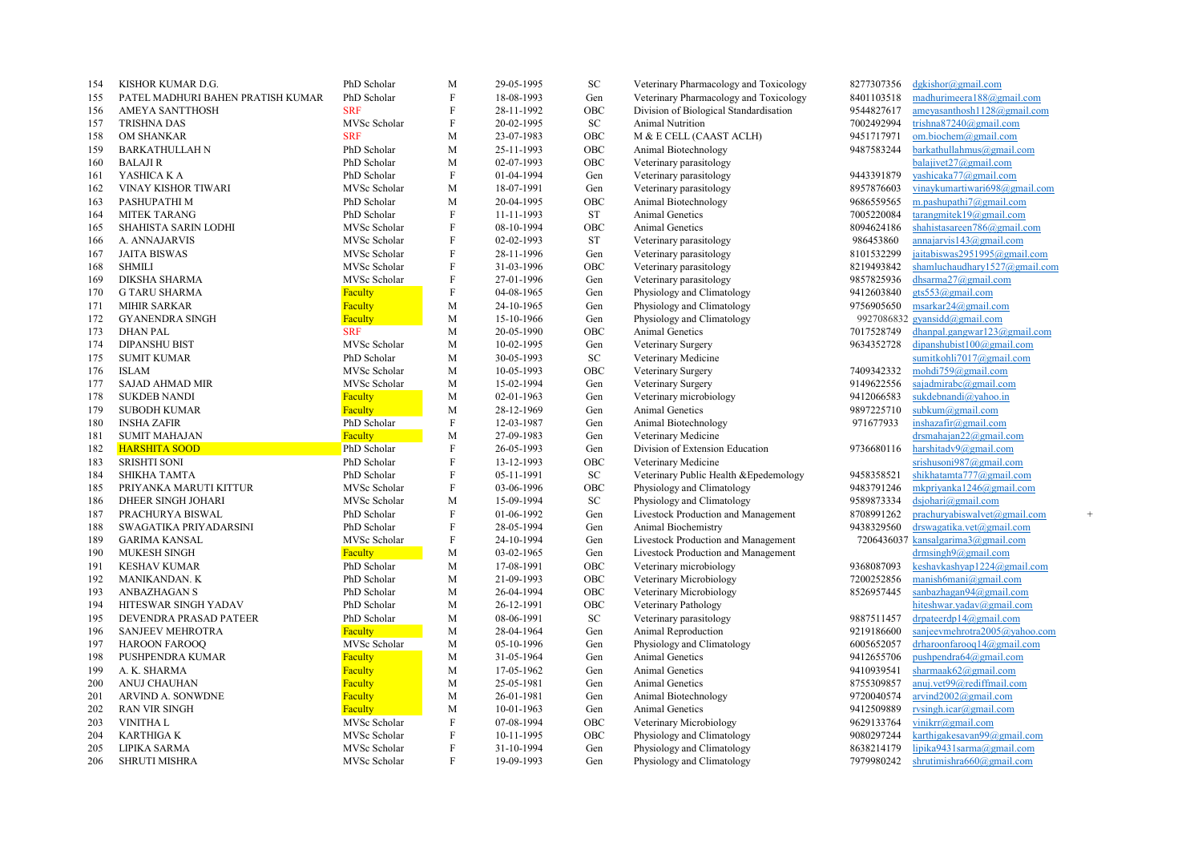| 154 | KISHOR KUMAR D.G. | PhD Scholar | M | 29-05-1995 | SC | Veterinary Pharmacology and Toxicology | 8277307356 | dgkishor@gmail.com |
|---|---|---|---|---|---|---|---|---|
| 155 | PATEL MADHURI BAHEN PRATISH KUMAR | PhD Scholar | F | 18-08-1993 | Gen | Veterinary Pharmacology and Toxicology | 8401103518 | madhurimeera188@gmail.com |
| 156 | AMEYA SANTTHOSH | SRF | F | 28-11-1992 | OBC | Division of Biological Standardisation | 9544827617 | ameyasanthosh1128@gmail.com |
| 157 | TRISHNA DAS | MVSc Scholar | F | 20-02-1995 | SC | Animal Nutrition | 7002492994 | trishna87240@gmail.com |
| 158 | OM SHANKAR | SRF | M | 23-07-1983 | OBC | M & E CELL (CAAST ACLH) | 9451717971 | om.biochem@gmail.com |
| 159 | BARKATHULLAH N | PhD Scholar | M | 25-11-1993 | OBC | Animal Biotechnology | 9487583244 | barkathullahmus@gmail.com |
| 160 | BALAJI R | PhD Scholar | M | 02-07-1993 | OBC | Veterinary parasitology | | balajivet27@gmail.com |
| 161 | YASHICA K A | PhD Scholar | F | 01-04-1994 | Gen | Veterinary parasitology | 9443391879 | yashicaka77@gmail.com |
| 162 | VINAY KISHOR TIWARI | MVSc Scholar | M | 18-07-1991 | Gen | Veterinary parasitology | 8957876603 | vinaykumartiwari698@gmail.com |
| 163 | PASHUPATHI M | PhD Scholar | M | 20-04-1995 | OBC | Animal Biotechnology | 9686559565 | m.pashupathi7@gmail.com |
| 164 | MITEK TARANG | PhD Scholar | F | 11-11-1993 | ST | Animal Genetics | 7005220084 | tarangmitek19@gmail.com |
| 165 | SHAHISTA SARIN LODHI | MVSc Scholar | F | 08-10-1994 | OBC | Animal Genetics | 8094624186 | shahistasareen786@gmail.com |
| 166 | A. ANNAJARVIS | MVSc Scholar | F | 02-02-1993 | ST | Veterinary parasitology | 986453860 | annajarvis143@gmail.com |
| 167 | JAITA BISWAS | MVSc Scholar | F | 28-11-1996 | Gen | Veterinary parasitology | 8101532299 | jaitabiswas2951995@gmail.com |
| 168 | SHMILI | MVSc Scholar | F | 31-03-1996 | OBC | Veterinary parasitology | 8219493842 | shamluchaudhary1527@gmail.com |
| 169 | DIKSHA SHARMA | MVSc Scholar | F | 27-01-1996 | Gen | Veterinary parasitology | 9857825936 | dhsarma27@gmail.com |
| 170 | G TARU SHARMA | Faculty | F | 04-08-1965 | Gen | Physiology and Climatology | 9412603840 | gts553@gmail.com |
| 171 | MIHIR SARKAR | Faculty | M | 24-10-1965 | Gen | Physiology and Climatology | 9756905650 | msarkar24@gmail.com |
| 172 | GYANENDRA SINGH | Faculty | M | 15-10-1966 | Gen | Physiology and Climatology | 9927086832 | gyansidd@gmail.com |
| 173 | DHAN PAL | SRF | M | 20-05-1990 | OBC | Animal Genetics | 7017528749 | dhanpal.gangwar123@gmail.com |
| 174 | DIPANSHU BIST | MVSc Scholar | M | 10-02-1995 | Gen | Veterinary Surgery | 9634352728 | dipanshubist100@gmail.com |
| 175 | SUMIT KUMAR | PhD Scholar | M | 30-05-1993 | SC | Veterinary Medicine | | sumitkohli7017@gmail.com |
| 176 | ISLAM | MVSc Scholar | M | 10-05-1993 | OBC | Veterinary Surgery | 7409342332 | mohdi759@gmail.com |
| 177 | SAJAD AHMAD MIR | MVSc Scholar | M | 15-02-1994 | Gen | Veterinary Surgery | 9149622556 | sajadmirabc@gmail.com |
| 178 | SUKDEB NANDI | Faculty | M | 02-01-1963 | Gen | Veterinary microbiology | 9412066583 | sukdebnandi@yahoo.in |
| 179 | SUBODH KUMAR | Faculty | M | 28-12-1969 | Gen | Animal Genetics | 9897225710 | subkum@gmail.com |
| 180 | INSHA ZAFIR | PhD Scholar | F | 12-03-1987 | Gen | Animal Biotechnology | 971677933 | inshazafir@gmail.com |
| 181 | SUMIT MAHAJAN | Faculty | M | 27-09-1983 | Gen | Veterinary Medicine | | drsmahajan22@gmail.com |
| 182 | HARSHITA SOOD | PhD Scholar | F | 26-05-1993 | Gen | Division of Extension Education | 9736680116 | harshitadv9@gmail.com |
| 183 | SRISHTI SONI | PhD Scholar | F | 13-12-1993 | OBC | Veterinary Medicine | | srishusoni987@gmail.com |
| 184 | SHIKHA TAMTA | PhD Scholar | F | 05-11-1991 | SC | Veterinary Public Health &Epedemology | 9458358521 | shikhatamta777@gmail.com |
| 185 | PRIYANKA MARUTI KITTUR | MVSc Scholar | F | 03-06-1996 | OBC | Physiology and Climatology | 9483791246 | mkpriyanka1246@gmail.com |
| 186 | DHEER SINGH JOHARI | MVSc Scholar | M | 15-09-1994 | SC | Physiology and Climatology | 9589873334 | dsjohari@gmail.com |
| 187 | PRACHURYA BISWAL | PhD Scholar | F | 01-06-1992 | Gen | Livestock Production and Management | 8708991262 | prachuryabiswalvet@gmail.com |
| 188 | SWAGATIKA PRIYADARSINI | PhD Scholar | F | 28-05-1994 | Gen | Animal Biochemistry | 9438329560 | drswagatika.vet@gmail.com |
| 189 | GARIMA KANSAL | MVSc Scholar | F | 24-10-1994 | Gen | Livestock Production and Management | 7206436037 | kansalgarima3@gmail.com |
| 190 | MUKESH SINGH | Faculty | M | 03-02-1965 | Gen | Livestock Production and Management | | drmsingh9@gmail.com |
| 191 | KESHAV KUMAR | PhD Scholar | M | 17-08-1991 | OBC | Veterinary microbiology | 9368087093 | keshavkashyap1224@gmail.com |
| 192 | MANIKANDAN. K | PhD Scholar | M | 21-09-1993 | OBC | Veterinary Microbiology | 7200252856 | manish6mani@gmail.com |
| 193 | ANBAZHAGAN S | PhD Scholar | M | 26-04-1994 | OBC | Veterinary Microbiology | 8526957445 | sanbazhagan94@gmail.com |
| 194 | HITESWAR SINGH YADAV | PhD Scholar | M | 26-12-1991 | OBC | Veterinary Pathology | | hiteshwar.yadav@gmail.com |
| 195 | DEVENDRA PRASAD PATEER | PhD Scholar | M | 08-06-1991 | SC | Veterinary parasitology | 9887511457 | drpateerdp14@gmail.com |
| 196 | SANJEEV MEHROTRA | Faculty | M | 28-04-1964 | Gen | Animal Reproduction | 9219186600 | sanjeevmehrotra2005@yahoo.com |
| 197 | HAROON FAROOQ | MVSc Scholar | M | 05-10-1996 | Gen | Physiology and Climatology | 6005652057 | drharoonfarooq14@gmail.com |
| 198 | PUSHPENDRA KUMAR | Faculty | M | 31-05-1964 | Gen | Animal Genetics | 9412655706 | pushpendra64@gmail.com |
| 199 | A. K. SHARMA | Faculty | M | 17-05-1962 | Gen | Animal Genetics | 9410939541 | sharmaak62@gmail.com |
| 200 | ANUJ CHAUHAN | Faculty | M | 25-05-1981 | Gen | Animal Genetics | 8755309857 | anuj.vet99@rediffmail.com |
| 201 | ARVIND A. SONWDNE | Faculty | M | 26-01-1981 | Gen | Animal Biotechnology | 9720040574 | arvind2002@gmail.com |
| 202 | RAN VIR SINGH | Faculty | M | 10-01-1963 | Gen | Animal Genetics | 9412509889 | rvsingh.icar@gmail.com |
| 203 | VINITHA L | MVSc Scholar | F | 07-08-1994 | OBC | Veterinary Microbiology | 9629133764 | vinikrr@gmail.com |
| 204 | KARTHIGA K | MVSc Scholar | F | 10-11-1995 | OBC | Physiology and Climatology | 9080297244 | karthigakesavan99@gmail.com |
| 205 | LIPIKA SARMA | MVSc Scholar | F | 31-10-1994 | Gen | Physiology and Climatology | 8638214179 | lipika9431sarma@gmail.com |
| 206 | SHRUTI MISHRA | MVSc Scholar | F | 19-09-1993 | Gen | Physiology and Climatology | 7979980242 | shrutimishra660@gmail.com |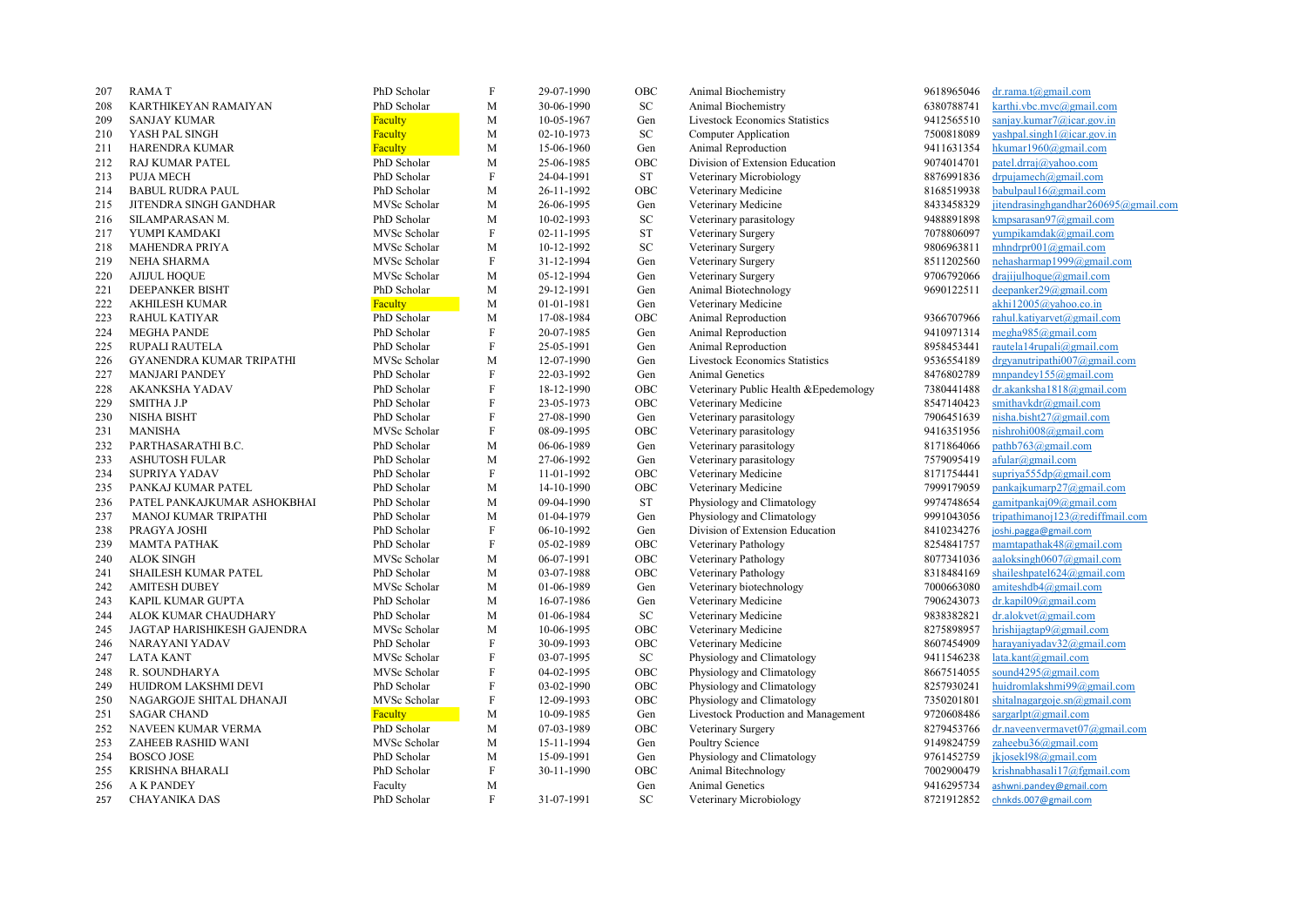| | | | | | | | | |
|---|---|---|---|---|---|---|---|---|
| 207 | RAMA T | PhD Scholar | F | 29-07-1990 | OBC | Animal Biochemistry | 9618965046 | dr.rama.t@gmail.com |
| 208 | KARTHIKEYAN RAMAIYAN | PhD Scholar | M | 30-06-1990 | SC | Animal Biochemistry | 6380788741 | karthi.vbc.mvc@gmail.com |
| 209 | SANJAY KUMAR | Faculty | M | 10-05-1967 | Gen | Livestock Economics Statistics | 9412565510 | sanjay.kumar7@icar.gov.in |
| 210 | YASH PAL SINGH | Faculty | M | 02-10-1973 | SC | Computer Application | 7500818089 | yashpal.singh1@icar.gov.in |
| 211 | HARENDRA KUMAR | Faculty | M | 15-06-1960 | Gen | Animal Reproduction | 9411631354 | hkumar1960@gmail.com |
| 212 | RAJ KUMAR PATEL | PhD Scholar | M | 25-06-1985 | OBC | Division of Extension Education | 9074014701 | patel.drraj@yahoo.com |
| 213 | PUJA MECH | PhD Scholar | F | 24-04-1991 | ST | Veterinary Microbiology | 8876991836 | drpujamech@gmail.com |
| 214 | BABUL RUDRA PAUL | PhD Scholar | M | 26-11-1992 | OBC | Veterinary Medicine | 8168519938 | babulpaul16@gmail.com |
| 215 | JITENDRA SINGH GANDHAR | MVSc Scholar | M | 26-06-1995 | Gen | Veterinary Medicine | 8433458329 | jitendrasinghgandhar260695@gmail.com |
| 216 | SILAMPARASAN M. | PhD Scholar | M | 10-02-1993 | SC | Veterinary parasitology | 9488891898 | kmpsarasan97@gmail.com |
| 217 | YUMPI KAMDAKI | MVSc Scholar | F | 02-11-1995 | ST | Veterinary Surgery | 7078806097 | yumpikamdak@gmail.com |
| 218 | MAHENDRA PRIYA | MVSc Scholar | M | 10-12-1992 | SC | Veterinary Surgery | 9806963811 | mhndrpr001@gmail.com |
| 219 | NEHA SHARMA | MVSc Scholar | F | 31-12-1994 | Gen | Veterinary Surgery | 8511202560 | nehasharmap1999@gmail.com |
| 220 | AJIJUL HOQUE | MVSc Scholar | M | 05-12-1994 | Gen | Veterinary Surgery | 9706792066 | drajijulhoque@gmail.com |
| 221 | DEEPANKER BISHT | PhD Scholar | M | 29-12-1991 | Gen | Animal Biotechnology | 9690122511 | deepanker29@gmail.com |
| 222 | AKHILESH KUMAR | Faculty | M | 01-01-1981 | Gen | Veterinary Medicine | | akhi12005@yahoo.co.in |
| 223 | RAHUL KATIYAR | PhD Scholar | M | 17-08-1984 | OBC | Animal Reproduction | 9366707966 | rahul.katiyarvet@gmail.com |
| 224 | MEGHA PANDE | PhD Scholar | F | 20-07-1985 | Gen | Animal Reproduction | 9410971314 | megha985@gmail.com |
| 225 | RUPALI RAUTELA | PhD Scholar | F | 25-05-1991 | Gen | Animal Reproduction | 8958453441 | rautela14rupali@gmail.com |
| 226 | GYANENDRA KUMAR TRIPATHI | MVSc Scholar | M | 12-07-1990 | Gen | Livestock Economics Statistics | 9536554189 | drgyanutripathi007@gmail.com |
| 227 | MANJARI PANDEY | PhD Scholar | F | 22-03-1992 | Gen | Animal Genetics | 8476802789 | mnpandey155@gmail.com |
| 228 | AKANKSHA YADAV | PhD Scholar | F | 18-12-1990 | OBC | Veterinary Public Health &Epedemology | 7380441488 | dr.akanksha1818@gmail.com |
| 229 | SMITHA J.P | PhD Scholar | F | 23-05-1973 | OBC | Veterinary Medicine | 8547140423 | smithavkdr@gmail.com |
| 230 | NISHA BISHT | PhD Scholar | F | 27-08-1990 | Gen | Veterinary parasitology | 7906451639 | nisha.bisht27@gmail.com |
| 231 | MANISHA | MVSc Scholar | F | 08-09-1995 | OBC | Veterinary parasitology | 9416351956 | nishrohi008@gmail.com |
| 232 | PARTHASARATHI B.C. | PhD Scholar | M | 06-06-1989 | Gen | Veterinary parasitology | 8171864066 | pathb763@gmail.com |
| 233 | ASHUTOSH FULAR | PhD Scholar | M | 27-06-1992 | Gen | Veterinary parasitology | 7579095419 | afular@gmail.com |
| 234 | SUPRIYA YADAV | PhD Scholar | F | 11-01-1992 | OBC | Veterinary Medicine | 8171754441 | supriya555dp@gmail.com |
| 235 | PANKAJ KUMAR PATEL | PhD Scholar | M | 14-10-1990 | OBC | Veterinary Medicine | 7999179059 | pankajkumarp27@gmail.com |
| 236 | PATEL PANKAJKUMAR ASHOKBHAI | PhD Scholar | M | 09-04-1990 | ST | Physiology and Climatology | 9974748654 | gamitpankaj09@gmail.com |
| 237 | MANOJ KUMAR TRIPATHI | PhD Scholar | M | 01-04-1979 | Gen | Physiology and Climatology | 9991043056 | tripathimanoj123@rediffmail.com |
| 238 | PRAGYA JOSHI | PhD Scholar | F | 06-10-1992 | Gen | Division of Extension Education | 8410234276 | joshi.pagga@gmail.com |
| 239 | MAMTA PATHAK | PhD Scholar | F | 05-02-1989 | OBC | Veterinary Pathology | 8254841757 | mamtapathak48@gmail.com |
| 240 | ALOK SINGH | MVSc Scholar | M | 06-07-1991 | OBC | Veterinary Pathology | 8077341036 | aaloksingh0607@gmail.com |
| 241 | SHAILESH KUMAR PATEL | PhD Scholar | M | 03-07-1988 | OBC | Veterinary Pathology | 8318484169 | shaileshpatel624@gmail.com |
| 242 | AMITESH DUBEY | MVSc Scholar | M | 01-06-1989 | Gen | Veterinary biotechnology | 7000663080 | amiteshdb4@gmail.com |
| 243 | KAPIL KUMAR GUPTA | PhD Scholar | M | 16-07-1986 | Gen | Veterinary Medicine | 7906243073 | dr.kapil09@gmail.com |
| 244 | ALOK KUMAR CHAUDHARY | PhD Scholar | M | 01-06-1984 | SC | Veterinary Medicine | 9838382821 | dr.alokvet@gmail.com |
| 245 | JAGTAP HARISHIKESH GAJENDRA | MVSc Scholar | M | 10-06-1995 | OBC | Veterinary Medicine | 8275898957 | hrishijagtap9@gmail.com |
| 246 | NARAYANI YADAV | PhD Scholar | F | 30-09-1993 | OBC | Veterinary Medicine | 8607454909 | harayaniyadav32@gmail.com |
| 247 | LATA KANT | MVSc Scholar | F | 03-07-1995 | SC | Physiology and Climatology | 9411546238 | lata.kant@gmail.com |
| 248 | R. SOUNDHARYA | MVSc Scholar | F | 04-02-1995 | OBC | Physiology and Climatology | 8667514055 | sound4295@gmail.com |
| 249 | HUIDROM LAKSHMI DEVI | PhD Scholar | F | 03-02-1990 | OBC | Physiology and Climatology | 8257930241 | huidromlakshmi99@gmail.com |
| 250 | NAGARGOJE SHITAL DHANAJI | MVSc Scholar | F | 12-09-1993 | OBC | Physiology and Climatology | 7350201801 | shitalnagargoje.sn@gmail.com |
| 251 | SAGAR CHAND | Faculty | M | 10-09-1985 | Gen | Livestock Production and Management | 9720608486 | sargarlpt@gmail.com |
| 252 | NAVEEN KUMAR VERMA | PhD Scholar | M | 07-03-1989 | OBC | Veterinary Surgery | 8279453766 | dr.naveenvermavet07@gmail.com |
| 253 | ZAHEEB RASHID WANI | MVSc Scholar | M | 15-11-1994 | Gen | Poultry Science | 9149824759 | zaheebu36@gmail.com |
| 254 | BOSCO JOSE | PhD Scholar | M | 15-09-1991 | Gen | Physiology and Climatology | 9761452759 | jkjosekl98@gmail.com |
| 255 | KRISHNA BHARALI | PhD Scholar | F | 30-11-1990 | OBC | Animal Bitechnology | 7002900479 | krishnabhasali17@fgmail.com |
| 256 | A K PANDEY | Faculty | M | | Gen | Animal Genetics | 9416295734 | ashwni.pandey@gmail.com |
| 257 | CHAYANIKA DAS | PhD Scholar | F | 31-07-1991 | SC | Veterinary Microbiology | 8721912852 | chnkds.007@gmail.com |